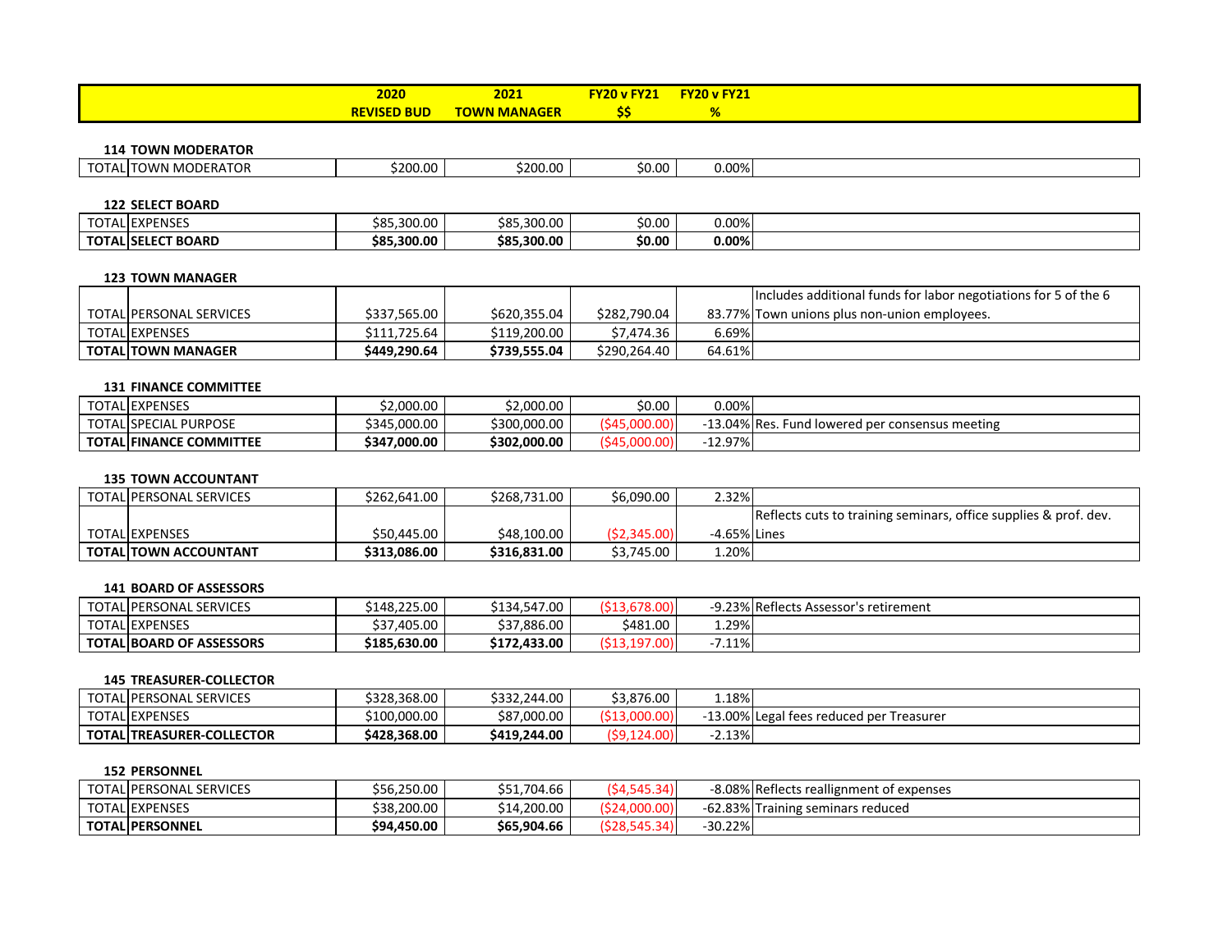| | | 2020 REVISED BUD | 2021 TOWN MANAGER | FY20 v FY21 $$ | FY20 v FY21 % | |
|---|---|---|---|---|---|---|

**114 TOWN MODERATOR**

| | | | | | | |
|---|---|---|---|---|---|---|
| TOTAL | TOWN MODERATOR | $200.00 | $200.00 | $0.00 | 0.00% | |

**122 SELECT BOARD**

| | | | | | | |
|---|---|---|---|---|---|---|
| TOTAL | EXPENSES | $85,300.00 | $85,300.00 | $0.00 | 0.00% | |
| **TOTAL** | **SELECT BOARD** | **$85,300.00** | **$85,300.00** | **$0.00** | **0.00%** | |

**123 TOWN MANAGER**

| | | | | | | |
|---|---|---|---|---|---|---|
| TOTAL | PERSONAL SERVICES | $337,565.00 | $620,355.04 | $282,790.04 | 83.77% | Includes additional funds for labor negotiations for 5 of the 6 Town unions plus non-union employees. |
| TOTAL | EXPENSES | $111,725.64 | $119,200.00 | $7,474.36 | 6.69% | |
| **TOTAL** | **TOWN MANAGER** | **$449,290.64** | **$739,555.04** | $290,264.40 | 64.61% | |

**131 FINANCE COMMITTEE**

| | | | | | | |
|---|---|---|---|---|---|---|
| TOTAL | EXPENSES | $2,000.00 | $2,000.00 | $0.00 | 0.00% | |
| TOTAL | SPECIAL PURPOSE | $345,000.00 | $300,000.00 | ($45,000.00) | -13.04% | Res. Fund lowered per consensus meeting |
| **TOTAL** | **FINANCE COMMITTEE** | **$347,000.00** | **$302,000.00** | ($45,000.00) | -12.97% | |

**135 TOWN ACCOUNTANT**

| | | | | | | |
|---|---|---|---|---|---|---|
| TOTAL | PERSONAL SERVICES | $262,641.00 | $268,731.00 | $6,090.00 | 2.32% | |
| TOTAL | EXPENSES | $50,445.00 | $48,100.00 | ($2,345.00) | -4.65% | Reflects cuts to training seminars, office supplies & prof. dev. Lines |
| **TOTAL** | **TOWN ACCOUNTANT** | **$313,086.00** | **$316,831.00** | $3,745.00 | 1.20% | |

**141 BOARD OF ASSESSORS**

| | | | | | | |
|---|---|---|---|---|---|---|
| TOTAL | PERSONAL SERVICES | $148,225.00 | $134,547.00 | ($13,678.00) | -9.23% | Reflects Assessor's retirement |
| TOTAL | EXPENSES | $37,405.00 | $37,886.00 | $481.00 | 1.29% | |
| **TOTAL** | **BOARD OF ASSESSORS** | **$185,630.00** | **$172,433.00** | ($13,197.00) | -7.11% | |

**145 TREASURER-COLLECTOR**

| | | | | | | |
|---|---|---|---|---|---|---|
| TOTAL | PERSONAL SERVICES | $328,368.00 | $332,244.00 | $3,876.00 | 1.18% | |
| TOTAL | EXPENSES | $100,000.00 | $87,000.00 | ($13,000.00) | -13.00% | Legal fees reduced per Treasurer |
| **TOTAL** | **TREASURER-COLLECTOR** | **$428,368.00** | **$419,244.00** | ($9,124.00) | -2.13% | |

**152 PERSONNEL**

| | | | | | | |
|---|---|---|---|---|---|---|
| TOTAL | PERSONAL SERVICES | $56,250.00 | $51,704.66 | ($4,545.34) | -8.08% | Reflects reallignment of expenses |
| TOTAL | EXPENSES | $38,200.00 | $14,200.00 | ($24,000.00) | -62.83% | Training seminars reduced |
| **TOTAL** | **PERSONNEL** | **$94,450.00** | **$65,904.66** | ($28,545.34) | -30.22% | |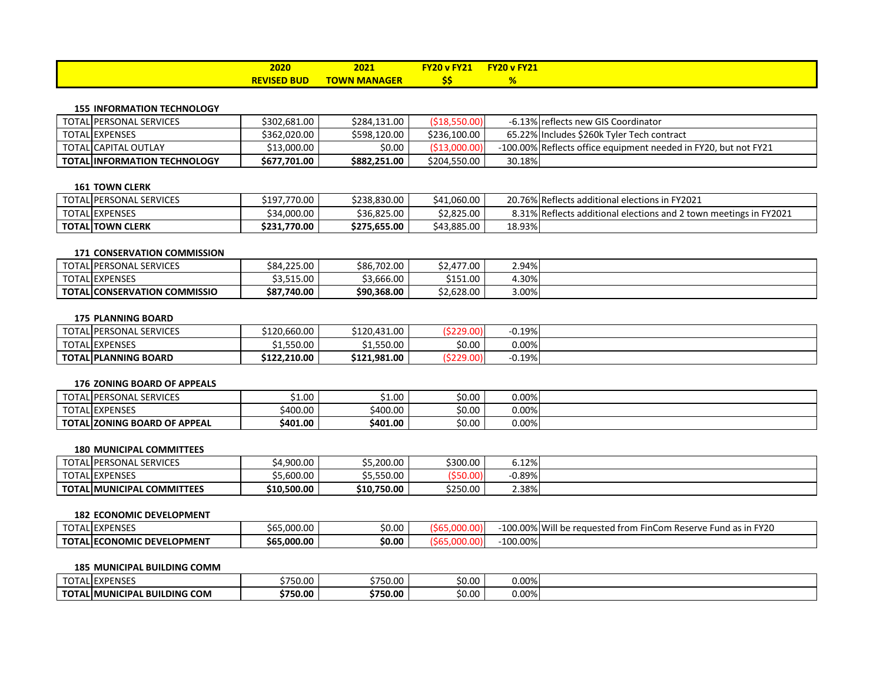| | | 2020 REVISED BUD | 2021 TOWN MANAGER | FY20 v FY21 $$ | FY20 v FY21 % | |
|---|---|---|---|---|---|---|

**155 INFORMATION TECHNOLOGY**

| | | 2020 REVISED BUD | 2021 TOWN MANAGER | FY20 v FY21 $$ | FY20 v FY21 % | |
|---|---|---|---|---|---|---|
| TOTAL | PERSONAL SERVICES | $302,681.00 | $284,131.00 | ($18,550.00) | -6.13% | reflects new GIS Coordinator |
| TOTAL | EXPENSES | $362,020.00 | $598,120.00 | $236,100.00 | 65.22% | Includes $260k Tyler Tech contract |
| TOTAL | CAPITAL OUTLAY | $13,000.00 | $0.00 | ($13,000.00) | -100.00% | Reflects office equipment needed in FY20, but not FY21 |
| **TOTAL** | **INFORMATION TECHNOLOGY** | **$677,701.00** | **$882,251.00** | $204,550.00 | 30.18% | |

**161 TOWN CLERK**

| | | 2020 REVISED BUD | 2021 TOWN MANAGER | FY20 v FY21 $$ | FY20 v FY21 % | |
|---|---|---|---|---|---|---|
| TOTAL | PERSONAL SERVICES | $197,770.00 | $238,830.00 | $41,060.00 | 20.76% | Reflects additional elections in FY2021 |
| TOTAL | EXPENSES | $34,000.00 | $36,825.00 | $2,825.00 | 8.31% | Reflects additional elections and 2 town meetings in FY2021 |
| **TOTAL** | **TOWN CLERK** | **$231,770.00** | **$275,655.00** | $43,885.00 | 18.93% | |

**171 CONSERVATION COMMISSION**

| | | 2020 REVISED BUD | 2021 TOWN MANAGER | FY20 v FY21 $$ | FY20 v FY21 % | |
|---|---|---|---|---|---|---|
| TOTAL | PERSONAL SERVICES | $84,225.00 | $86,702.00 | $2,477.00 | 2.94% | |
| TOTAL | EXPENSES | $3,515.00 | $3,666.00 | $151.00 | 4.30% | |
| **TOTAL** | **CONSERVATION COMMISSIO** | **$87,740.00** | **$90,368.00** | $2,628.00 | 3.00% | |

**175 PLANNING BOARD**

| | | 2020 REVISED BUD | 2021 TOWN MANAGER | FY20 v FY21 $$ | FY20 v FY21 % | |
|---|---|---|---|---|---|---|
| TOTAL | PERSONAL SERVICES | $120,660.00 | $120,431.00 | ($229.00) | -0.19% | |
| TOTAL | EXPENSES | $1,550.00 | $1,550.00 | $0.00 | 0.00% | |
| **TOTAL** | **PLANNING BOARD** | **$122,210.00** | **$121,981.00** | ($229.00) | -0.19% | |

**176 ZONING BOARD OF APPEALS**

| | | 2020 REVISED BUD | 2021 TOWN MANAGER | FY20 v FY21 $$ | FY20 v FY21 % | |
|---|---|---|---|---|---|---|
| TOTAL | PERSONAL SERVICES | $1.00 | $1.00 | $0.00 | 0.00% | |
| TOTAL | EXPENSES | $400.00 | $400.00 | $0.00 | 0.00% | |
| **TOTAL** | **ZONING BOARD OF APPEAL** | **$401.00** | **$401.00** | $0.00 | 0.00% | |

**180 MUNICIPAL COMMITTEES**

| | | 2020 REVISED BUD | 2021 TOWN MANAGER | FY20 v FY21 $$ | FY20 v FY21 % | |
|---|---|---|---|---|---|---|
| TOTAL | PERSONAL SERVICES | $4,900.00 | $5,200.00 | $300.00 | 6.12% | |
| TOTAL | EXPENSES | $5,600.00 | $5,550.00 | ($50.00) | -0.89% | |
| **TOTAL** | **MUNICIPAL COMMITTEES** | **$10,500.00** | **$10,750.00** | $250.00 | 2.38% | |

**182 ECONOMIC DEVELOPMENT**

| | | 2020 REVISED BUD | 2021 TOWN MANAGER | FY20 v FY21 $$ | FY20 v FY21 % | |
|---|---|---|---|---|---|---|
| TOTAL | EXPENSES | $65,000.00 | $0.00 | ($65,000.00) | -100.00% | Will be requested from FinCom Reserve Fund as in FY20 |
| **TOTAL** | **ECONOMIC DEVELOPMENT** | **$65,000.00** | **$0.00** | ($65,000.00) | -100.00% | |

**185 MUNICIPAL BUILDING COMM**

| | | 2020 REVISED BUD | 2021 TOWN MANAGER | FY20 v FY21 $$ | FY20 v FY21 % | |
|---|---|---|---|---|---|---|
| TOTAL | EXPENSES | $750.00 | $750.00 | $0.00 | 0.00% | |
| **TOTAL** | **MUNICIPAL BUILDING COM** | **$750.00** | **$750.00** | $0.00 | 0.00% | |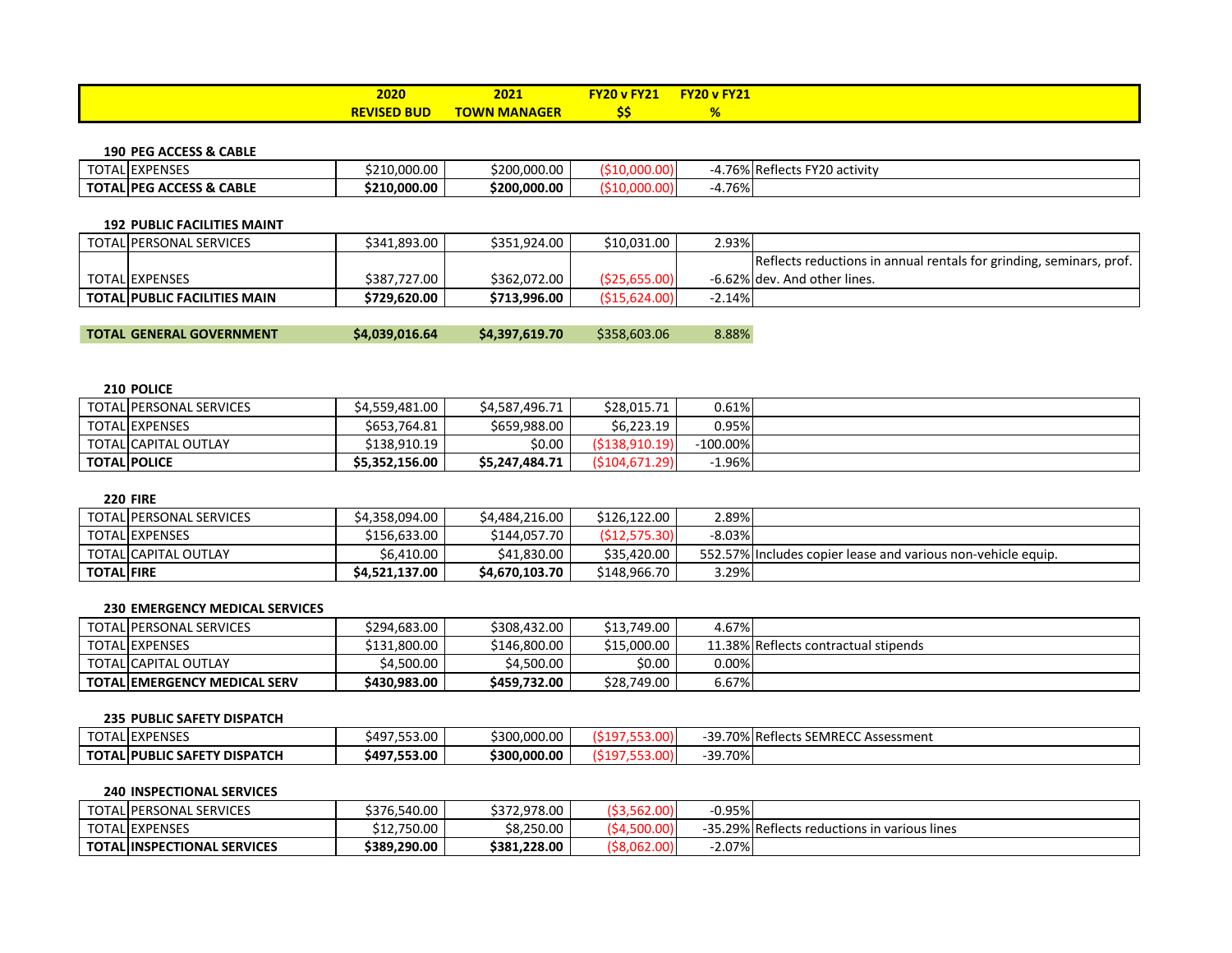| | | 2020<br>REVISED BUD | 2021<br>TOWN MANAGER | FY20 v FY21<br>$$ | FY20 v FY21<br>% | |
|---|---|---|---|---|---|---|

**190 PEG ACCESS & CABLE**

| | | | | | | |
|---|---|---|---|---|---|---|
| TOTAL | EXPENSES | $210,000.00 | $200,000.00 | ($10,000.00) | -4.76% | Reflects FY20 activity |
| **TOTAL** | **PEG ACCESS & CABLE** | **$210,000.00** | **$200,000.00** | ($10,000.00) | -4.76% | |

**192 PUBLIC FACILITIES MAINT**

| | | | | | | |
|---|---|---|---|---|---|---|
| TOTAL | PERSONAL SERVICES | $341,893.00 | $351,924.00 | $10,031.00 | 2.93% | |
| TOTAL | EXPENSES | $387,727.00 | $362,072.00 | ($25,655.00) | -6.62% | Reflects reductions in annual rentals for grinding, seminars, prof. dev. And other lines. |
| **TOTAL** | **PUBLIC FACILITIES MAIN** | **$729,620.00** | **$713,996.00** | ($15,624.00) | -2.14% | |

| | | | | |
|---|---|---|---|---|
| **TOTAL GENERAL GOVERNMENT** | **$4,039,016.64** | **$4,397,619.70** | $358,603.06 | 8.88% |

**210 POLICE**

| | | | | | | |
|---|---|---|---|---|---|---|
| TOTAL | PERSONAL SERVICES | $4,559,481.00 | $4,587,496.71 | $28,015.71 | 0.61% | |
| TOTAL | EXPENSES | $653,764.81 | $659,988.00 | $6,223.19 | 0.95% | |
| TOTAL | CAPITAL OUTLAY | $138,910.19 | $0.00 | ($138,910.19) | -100.00% | |
| **TOTAL** | **POLICE** | **$5,352,156.00** | **$5,247,484.71** | ($104,671.29) | -1.96% | |

**220 FIRE**

| | | | | | | |
|---|---|---|---|---|---|---|
| TOTAL | PERSONAL SERVICES | $4,358,094.00 | $4,484,216.00 | $126,122.00 | 2.89% | |
| TOTAL | EXPENSES | $156,633.00 | $144,057.70 | ($12,575.30) | -8.03% | |
| TOTAL | CAPITAL OUTLAY | $6,410.00 | $41,830.00 | $35,420.00 | 552.57% | Includes copier lease and various non-vehicle equip. |
| **TOTAL** | **FIRE** | **$4,521,137.00** | **$4,670,103.70** | $148,966.70 | 3.29% | |

**230 EMERGENCY MEDICAL SERVICES**

| | | | | | | |
|---|---|---|---|---|---|---|
| TOTAL | PERSONAL SERVICES | $294,683.00 | $308,432.00 | $13,749.00 | 4.67% | |
| TOTAL | EXPENSES | $131,800.00 | $146,800.00 | $15,000.00 | 11.38% | Reflects contractual stipends |
| TOTAL | CAPITAL OUTLAY | $4,500.00 | $4,500.00 | $0.00 | 0.00% | |
| **TOTAL** | **EMERGENCY MEDICAL SERV** | **$430,983.00** | **$459,732.00** | $28,749.00 | 6.67% | |

**235 PUBLIC SAFETY DISPATCH**

| | | | | | | |
|---|---|---|---|---|---|---|
| TOTAL | EXPENSES | $497,553.00 | $300,000.00 | ($197,553.00) | -39.70% | Reflects SEMRECC Assessment |
| **TOTAL** | **PUBLIC SAFETY DISPATCH** | **$497,553.00** | **$300,000.00** | ($197,553.00) | -39.70% | |

**240 INSPECTIONAL SERVICES**

| | | | | | | |
|---|---|---|---|---|---|---|
| TOTAL | PERSONAL SERVICES | $376,540.00 | $372,978.00 | ($3,562.00) | -0.95% | |
| TOTAL | EXPENSES | $12,750.00 | $8,250.00 | ($4,500.00) | -35.29% | Reflects reductions in various lines |
| **TOTAL** | **INSPECTIONAL SERVICES** | **$389,290.00** | **$381,228.00** | ($8,062.00) | -2.07% | |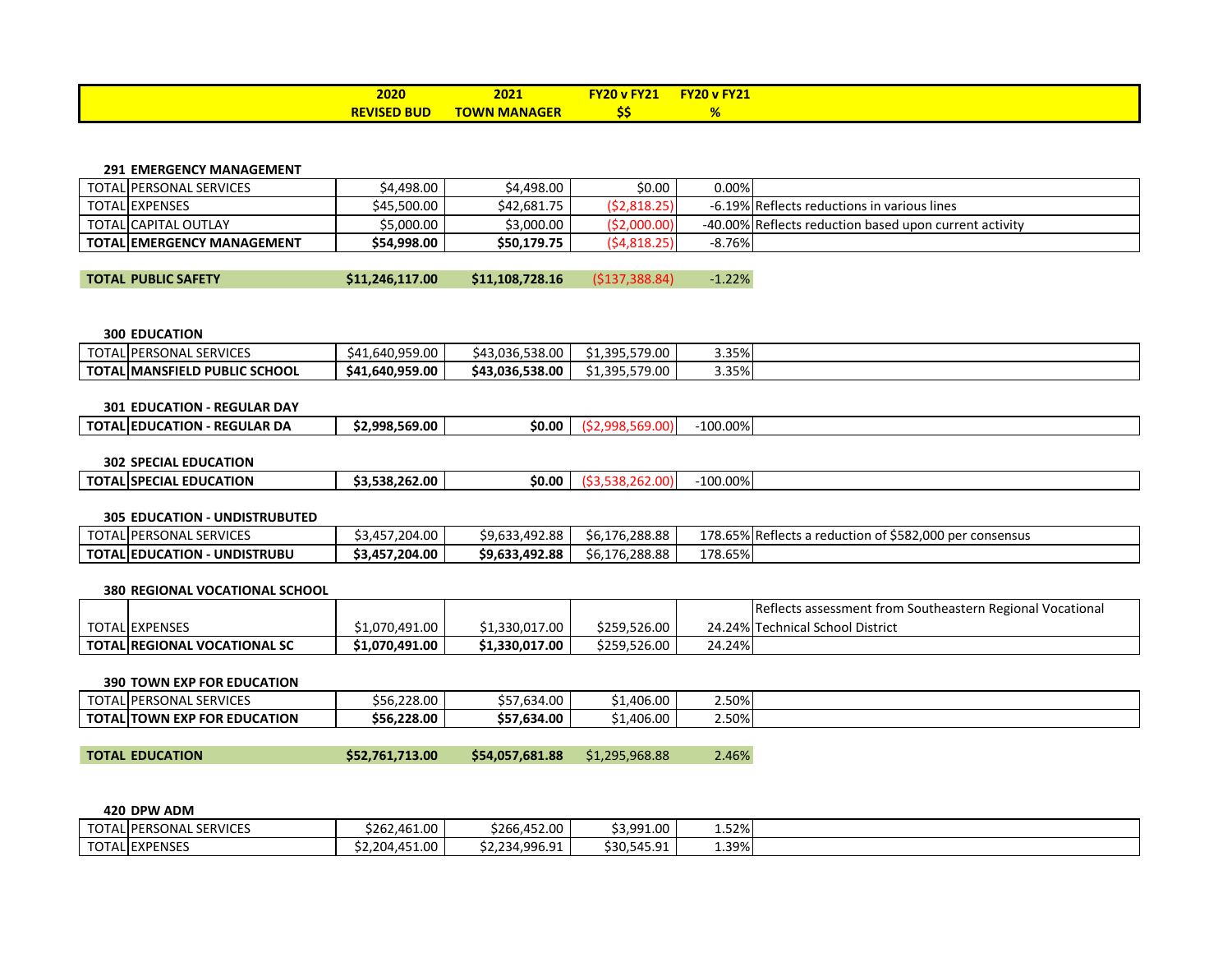| | | 2020 REVISED BUD | 2021 TOWN MANAGER | FY20 v FY21 $$ | FY20 v FY21 % | |
|---|---|---|---|---|---|---|

**291 EMERGENCY MANAGEMENT**

| | | | | | | |
|---|---|---|---|---|---|---|
| TOTAL | PERSONAL SERVICES | $4,498.00 | $4,498.00 | $0.00 | 0.00% | |
| TOTAL | EXPENSES | $45,500.00 | $42,681.75 | ($2,818.25) | -6.19% | Reflects reductions in various lines |
| TOTAL | CAPITAL OUTLAY | $5,000.00 | $3,000.00 | ($2,000.00) | -40.00% | Reflects reduction based upon current activity |
| **TOTAL** | **EMERGENCY MANAGEMENT** | **$54,998.00** | **$50,179.75** | ($4,818.25) | -8.76% | |

| | | | | |
|---|---|---|---|---|
| **TOTAL PUBLIC SAFETY** | **$11,246,117.00** | **$11,108,728.16** | ($137,388.84) | -1.22% |

**300 EDUCATION**

| | | | | | | |
|---|---|---|---|---|---|---|
| TOTAL | PERSONAL SERVICES | $41,640,959.00 | $43,036,538.00 | $1,395,579.00 | 3.35% | |
| **TOTAL** | **MANSFIELD PUBLIC SCHOOL** | **$41,640,959.00** | **$43,036,538.00** | $1,395,579.00 | 3.35% | |

**301 EDUCATION - REGULAR DAY**

| | | | | | | |
|---|---|---|---|---|---|---|
| **TOTAL** | **EDUCATION - REGULAR DA** | **$2,998,569.00** | **$0.00** | ($2,998,569.00) | -100.00% | |

**302 SPECIAL EDUCATION**

| | | | | | | |
|---|---|---|---|---|---|---|
| **TOTAL** | **SPECIAL EDUCATION** | **$3,538,262.00** | **$0.00** | ($3,538,262.00) | -100.00% | |

**305 EDUCATION - UNDISTRUBUTED**

| | | | | | | |
|---|---|---|---|---|---|---|
| TOTAL | PERSONAL SERVICES | $3,457,204.00 | $9,633,492.88 | $6,176,288.88 | 178.65% | Reflects a reduction of $582,000 per consensus |
| **TOTAL** | **EDUCATION - UNDISTRUBU** | **$3,457,204.00** | **$9,633,492.88** | $6,176,288.88 | 178.65% | |

**380 REGIONAL VOCATIONAL SCHOOL**

| | | | | | | |
|---|---|---|---|---|---|---|
| TOTAL | EXPENSES | $1,070,491.00 | $1,330,017.00 | $259,526.00 | 24.24% | Reflects assessment from Southeastern Regional Vocational Technical School District |
| **TOTAL** | **REGIONAL VOCATIONAL SC** | **$1,070,491.00** | **$1,330,017.00** | $259,526.00 | 24.24% | |

**390 TOWN EXP FOR EDUCATION**

| | | | | | | |
|---|---|---|---|---|---|---|
| TOTAL | PERSONAL SERVICES | $56,228.00 | $57,634.00 | $1,406.00 | 2.50% | |
| **TOTAL** | **TOWN EXP FOR EDUCATION** | **$56,228.00** | **$57,634.00** | $1,406.00 | 2.50% | |

| | | | | |
|---|---|---|---|---|
| **TOTAL EDUCATION** | **$52,761,713.00** | **$54,057,681.88** | $1,295,968.88 | 2.46% |

**420 DPW ADM**

| | | | | | | |
|---|---|---|---|---|---|---|
| TOTAL | PERSONAL SERVICES | $262,461.00 | $266,452.00 | $3,991.00 | 1.52% | |
| TOTAL | EXPENSES | $2,204,451.00 | $2,234,996.91 | $30,545.91 | 1.39% | |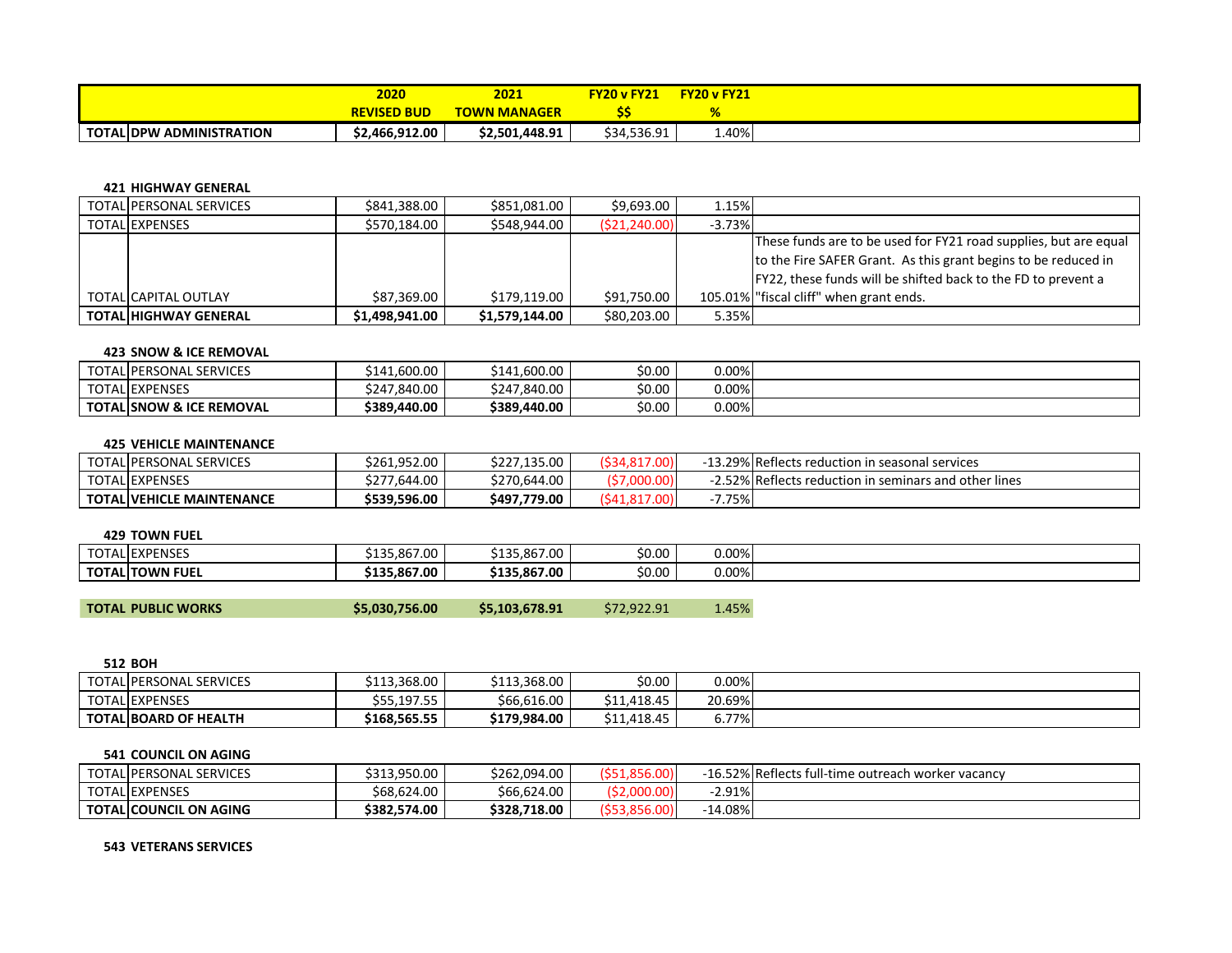| | | 2020 REVISED BUD | 2021 TOWN MANAGER | FY20 v FY21 $$ | FY20 v FY21 % | |
|---|---|---|---|---|---|---|
| **TOTAL** | **DPW ADMINISTRATION** | **$2,466,912.00** | **$2,501,448.91** | $34,536.91 | 1.40% | |

**421 HIGHWAY GENERAL**

| | | | | | | |
|---|---|---|---|---|---|---|
| TOTAL | PERSONAL SERVICES | $841,388.00 | $851,081.00 | $9,693.00 | 1.15% | |
| TOTAL | EXPENSES | $570,184.00 | $548,944.00 | ($21,240.00) | -3.73% | |
| TOTAL | CAPITAL OUTLAY | $87,369.00 | $179,119.00 | $91,750.00 | 105.01% | These funds are to be used for FY21 road supplies, but are equal to the Fire SAFER Grant. As this grant begins to be reduced in FY22, these funds will be shifted back to the FD to prevent a "fiscal cliff" when grant ends. |
| **TOTAL** | **HIGHWAY GENERAL** | **$1,498,941.00** | **$1,579,144.00** | $80,203.00 | 5.35% | |

**423 SNOW & ICE REMOVAL**

| | | | | | | |
|---|---|---|---|---|---|---|
| TOTAL | PERSONAL SERVICES | $141,600.00 | $141,600.00 | $0.00 | 0.00% | |
| TOTAL | EXPENSES | $247,840.00 | $247,840.00 | $0.00 | 0.00% | |
| **TOTAL** | **SNOW & ICE REMOVAL** | **$389,440.00** | **$389,440.00** | $0.00 | 0.00% | |

**425 VEHICLE MAINTENANCE**

| | | | | | | |
|---|---|---|---|---|---|---|
| TOTAL | PERSONAL SERVICES | $261,952.00 | $227,135.00 | ($34,817.00) | -13.29% | Reflects reduction in seasonal services |
| TOTAL | EXPENSES | $277,644.00 | $270,644.00 | ($7,000.00) | -2.52% | Reflects reduction in seminars and other lines |
| **TOTAL** | **VEHICLE MAINTENANCE** | **$539,596.00** | **$497,779.00** | ($41,817.00) | -7.75% | |

**429 TOWN FUEL**

| | | | | | | |
|---|---|---|---|---|---|---|
| TOTAL | EXPENSES | $135,867.00 | $135,867.00 | $0.00 | 0.00% | |
| **TOTAL** | **TOWN FUEL** | **$135,867.00** | **$135,867.00** | $0.00 | 0.00% | |

| | | | | |
|---|---|---|---|---|
| **TOTAL PUBLIC WORKS** | **$5,030,756.00** | **$5,103,678.91** | $72,922.91 | 1.45% |

**512 BOH**

| | | | | | | |
|---|---|---|---|---|---|---|
| TOTAL | PERSONAL SERVICES | $113,368.00 | $113,368.00 | $0.00 | 0.00% | |
| TOTAL | EXPENSES | $55,197.55 | $66,616.00 | $11,418.45 | 20.69% | |
| **TOTAL** | **BOARD OF HEALTH** | **$168,565.55** | **$179,984.00** | $11,418.45 | 6.77% | |

**541 COUNCIL ON AGING**

| | | | | | | |
|---|---|---|---|---|---|---|
| TOTAL | PERSONAL SERVICES | $313,950.00 | $262,094.00 | ($51,856.00) | -16.52% | Reflects full-time outreach worker vacancy |
| TOTAL | EXPENSES | $68,624.00 | $66,624.00 | ($2,000.00) | -2.91% | |
| **TOTAL** | **COUNCIL ON AGING** | **$382,574.00** | **$328,718.00** | ($53,856.00) | -14.08% | |

**543 VETERANS SERVICES**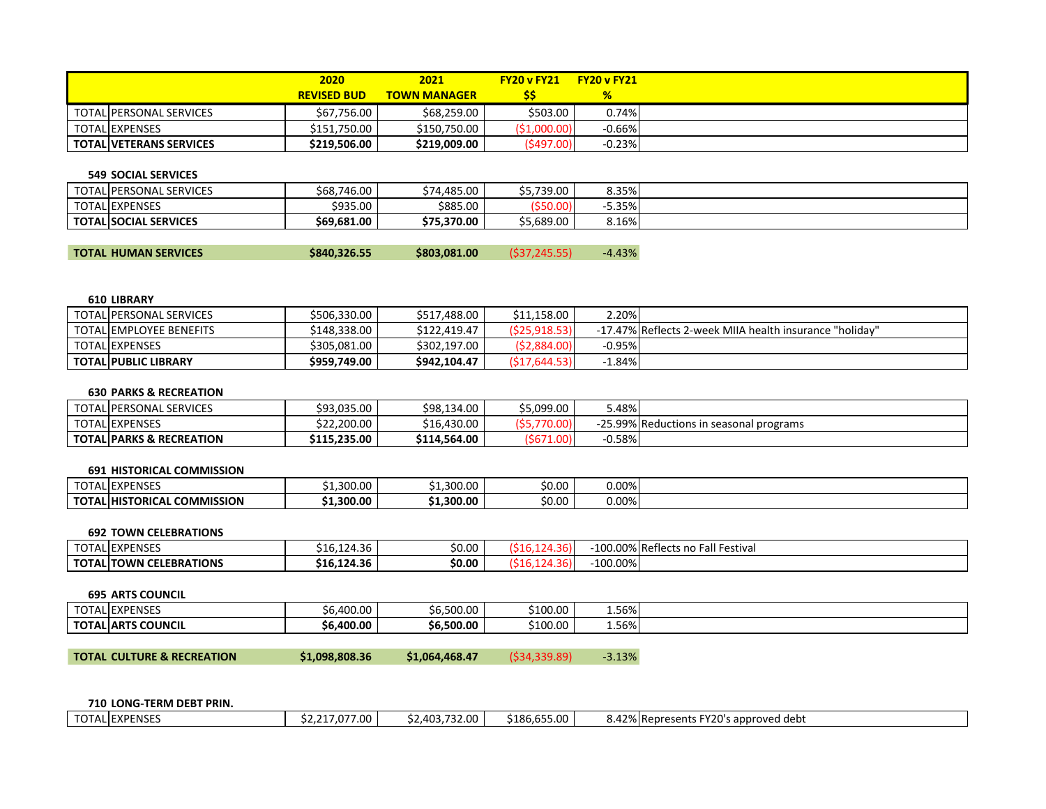| | | 2020 REVISED BUD | 2021 TOWN MANAGER | FY20 v FY21 $$ | FY20 v FY21 % | |
|---|---|---|---|---|---|---|
| TOTAL | PERSONAL SERVICES | $67,756.00 | $68,259.00 | $503.00 | 0.74% | |
| TOTAL | EXPENSES | $151,750.00 | $150,750.00 | ($1,000.00) | -0.66% | |
| **TOTAL** | **VETERANS SERVICES** | **$219,506.00** | **$219,009.00** | ($497.00) | -0.23% | |

**549 SOCIAL SERVICES**

| | | | | | | |
|---|---|---|---|---|---|---|
| TOTAL | PERSONAL SERVICES | $68,746.00 | $74,485.00 | $5,739.00 | 8.35% | |
| TOTAL | EXPENSES | $935.00 | $885.00 | ($50.00) | -5.35% | |
| **TOTAL** | **SOCIAL SERVICES** | **$69,681.00** | **$75,370.00** | $5,689.00 | 8.16% | |

| | | | | |
|---|---|---|---|---|
| **TOTAL HUMAN SERVICES** | **$840,326.55** | **$803,081.00** | ($37,245.55) | -4.43% |

**610 LIBRARY**

| | | | | | | |
|---|---|---|---|---|---|---|
| TOTAL | PERSONAL SERVICES | $506,330.00 | $517,488.00 | $11,158.00 | 2.20% | |
| TOTAL | EMPLOYEE BENEFITS | $148,338.00 | $122,419.47 | ($25,918.53) | -17.47% | Reflects 2-week MIIA health insurance "holiday" |
| TOTAL | EXPENSES | $305,081.00 | $302,197.00 | ($2,884.00) | -0.95% | |
| **TOTAL** | **PUBLIC LIBRARY** | **$959,749.00** | **$942,104.47** | ($17,644.53) | -1.84% | |

**630 PARKS & RECREATION**

| | | | | | | |
|---|---|---|---|---|---|---|
| TOTAL | PERSONAL SERVICES | $93,035.00 | $98,134.00 | $5,099.00 | 5.48% | |
| TOTAL | EXPENSES | $22,200.00 | $16,430.00 | ($5,770.00) | -25.99% | Reductions in seasonal programs |
| **TOTAL** | **PARKS & RECREATION** | **$115,235.00** | **$114,564.00** | ($671.00) | -0.58% | |

**691 HISTORICAL COMMISSION**

| | | | | | | |
|---|---|---|---|---|---|---|
| TOTAL | EXPENSES | $1,300.00 | $1,300.00 | $0.00 | 0.00% | |
| **TOTAL** | **HISTORICAL COMMISSION** | **$1,300.00** | **$1,300.00** | $0.00 | 0.00% | |

**692 TOWN CELEBRATIONS**

| | | | | | | |
|---|---|---|---|---|---|---|
| TOTAL | EXPENSES | $16,124.36 | $0.00 | ($16,124.36) | -100.00% | Reflects no Fall Festival |
| **TOTAL** | **TOWN CELEBRATIONS** | **$16,124.36** | **$0.00** | ($16,124.36) | -100.00% | |

**695 ARTS COUNCIL**

| | | | | | | |
|---|---|---|---|---|---|---|
| TOTAL | EXPENSES | $6,400.00 | $6,500.00 | $100.00 | 1.56% | |
| **TOTAL** | **ARTS COUNCIL** | **$6,400.00** | **$6,500.00** | $100.00 | 1.56% | |

| | | | | |
|---|---|---|---|---|
| **TOTAL CULTURE & RECREATION** | **$1,098,808.36** | **$1,064,468.47** | ($34,339.89) | -3.13% |

**710 LONG-TERM DEBT PRIN.**

| | | | | | | |
|---|---|---|---|---|---|---|
| TOTAL | EXPENSES | $2,217,077.00 | $2,403,732.00 | $186,655.00 | 8.42% | Represents FY20's approved debt |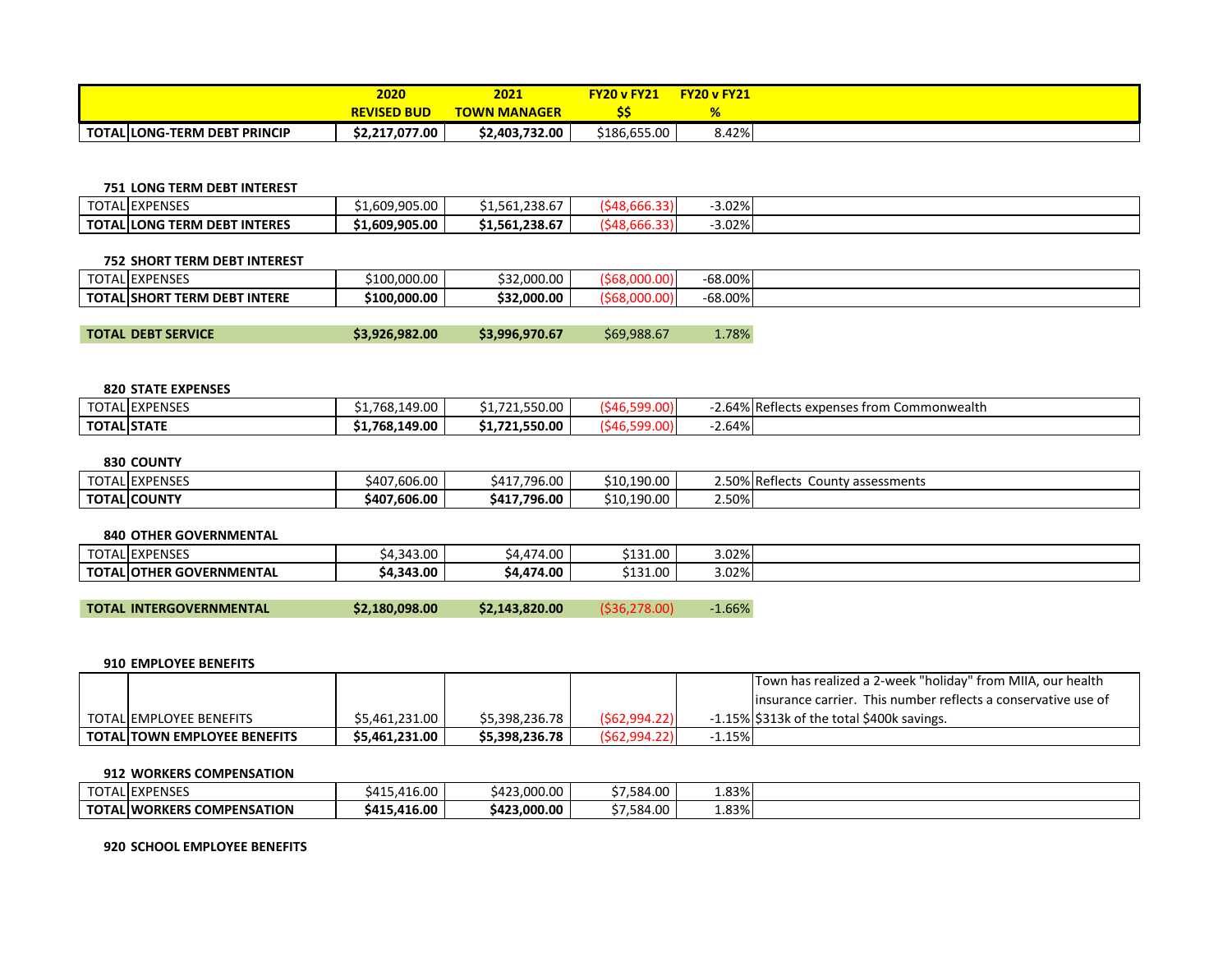| | | 2020 REVISED BUD | 2021 TOWN MANAGER | FY20 v FY21 $$ | FY20 v FY21 % | |
|---|---|---|---|---|---|---|
| **TOTAL** | **LONG-TERM DEBT PRINCIP** | **$2,217,077.00** | **$2,403,732.00** | $186,655.00 | 8.42% | |

**751 LONG TERM DEBT INTEREST**

| | | | | | | |
|---|---|---|---|---|---|---|
| TOTAL | EXPENSES | $1,609,905.00 | $1,561,238.67 | ($48,666.33) | -3.02% | |
| **TOTAL** | **LONG TERM DEBT INTERES** | **$1,609,905.00** | **$1,561,238.67** | ($48,666.33) | -3.02% | |

**752 SHORT TERM DEBT INTEREST**

| | | | | | | |
|---|---|---|---|---|---|---|
| TOTAL | EXPENSES | $100,000.00 | $32,000.00 | ($68,000.00) | -68.00% | |
| **TOTAL** | **SHORT TERM DEBT INTERE** | **$100,000.00** | **$32,000.00** | ($68,000.00) | -68.00% | |

| | | | | |
|---|---|---|---|---|
| **TOTAL DEBT SERVICE** | **$3,926,982.00** | **$3,996,970.67** | $69,988.67 | 1.78% |

**820 STATE EXPENSES**

| | | | | | | |
|---|---|---|---|---|---|---|
| TOTAL | EXPENSES | $1,768,149.00 | $1,721,550.00 | ($46,599.00) | -2.64% | Reflects expenses from Commonwealth |
| **TOTAL** | **STATE** | **$1,768,149.00** | **$1,721,550.00** | ($46,599.00) | -2.64% | |

**830 COUNTY**

| | | | | | | |
|---|---|---|---|---|---|---|
| TOTAL | EXPENSES | $407,606.00 | $417,796.00 | $10,190.00 | 2.50% | Reflects County assessments |
| **TOTAL** | **COUNTY** | **$407,606.00** | **$417,796.00** | $10,190.00 | 2.50% | |

**840 OTHER GOVERNMENTAL**

| | | | | | | |
|---|---|---|---|---|---|---|
| TOTAL | EXPENSES | $4,343.00 | $4,474.00 | $131.00 | 3.02% | |
| **TOTAL** | **OTHER GOVERNMENTAL** | **$4,343.00** | **$4,474.00** | $131.00 | 3.02% | |

| | | | | |
|---|---|---|---|---|
| **TOTAL INTERGOVERNMENTAL** | **$2,180,098.00** | **$2,143,820.00** | ($36,278.00) | -1.66% |

**910 EMPLOYEE BENEFITS**

| | | | | | | |
|---|---|---|---|---|---|---|
| TOTAL | EMPLOYEE BENEFITS | $5,461,231.00 | $5,398,236.78 | ($62,994.22) | -1.15% | Town has realized a 2-week "holiday" from MIIA, our health insurance carrier. This number reflects a conservative use of $313k of the total $400k savings. |
| **TOTAL** | **TOWN EMPLOYEE BENEFITS** | **$5,461,231.00** | **$5,398,236.78** | ($62,994.22) | -1.15% | |

**912 WORKERS COMPENSATION**

| | | | | | | |
|---|---|---|---|---|---|---|
| TOTAL | EXPENSES | $415,416.00 | $423,000.00 | $7,584.00 | 1.83% | |
| **TOTAL** | **WORKERS COMPENSATION** | **$415,416.00** | **$423,000.00** | $7,584.00 | 1.83% | |

**920 SCHOOL EMPLOYEE BENEFITS**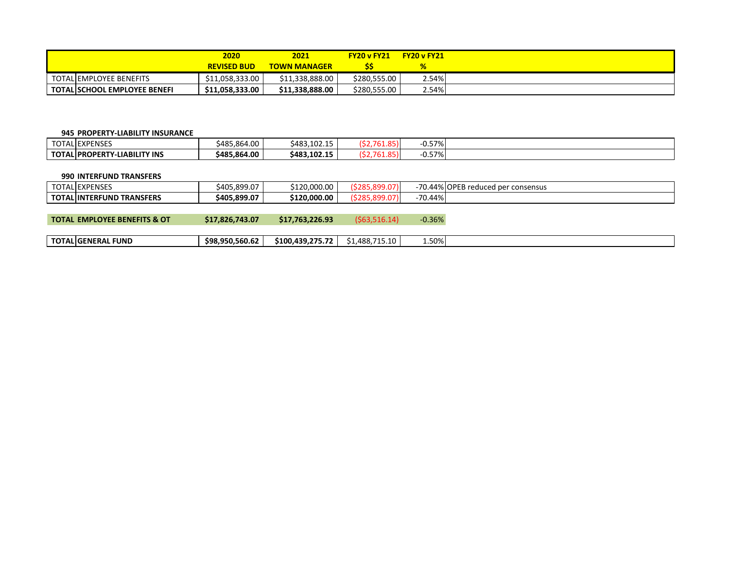| | | 2020 REVISED BUD | 2021 TOWN MANAGER | FY20 v FY21 $$ | FY20 v FY21 % | |
|---|---|---|---|---|---|---|
| TOTAL | EMPLOYEE BENEFITS | $11,058,333.00 | $11,338,888.00 | $280,555.00 | 2.54% | |
| **TOTAL** | **SCHOOL EMPLOYEE BENEFI** | **$11,058,333.00** | **$11,338,888.00** | $280,555.00 | 2.54% | |

**945 PROPERTY-LIABILITY INSURANCE**

| | | | | | | |
|---|---|---|---|---|---|---|
| TOTAL | EXPENSES | $485,864.00 | $483,102.15 | ($2,761.85) | -0.57% | |
| **TOTAL** | **PROPERTY-LIABILITY INS** | **$485,864.00** | **$483,102.15** | ($2,761.85) | -0.57% | |

**990 INTERFUND TRANSFERS**

| | | | | | | |
|---|---|---|---|---|---|---|
| TOTAL | EXPENSES | $405,899.07 | $120,000.00 | ($285,899.07) | -70.44% | OPEB reduced per consensus |
| **TOTAL** | **INTERFUND TRANSFERS** | **$405,899.07** | **$120,000.00** | ($285,899.07) | -70.44% | |

| | | | | | |
|---|---|---|---|---|---|
| **TOTAL** | **EMPLOYEE BENEFITS & OT** | **$17,826,743.07** | **$17,763,226.93** | ($63,516.14) | -0.36% |

| | | | | | | |
|---|---|---|---|---|---|---|
| **TOTAL** | **GENERAL FUND** | **$98,950,560.62** | **$100,439,275.72** | $1,488,715.10 | 1.50% | |